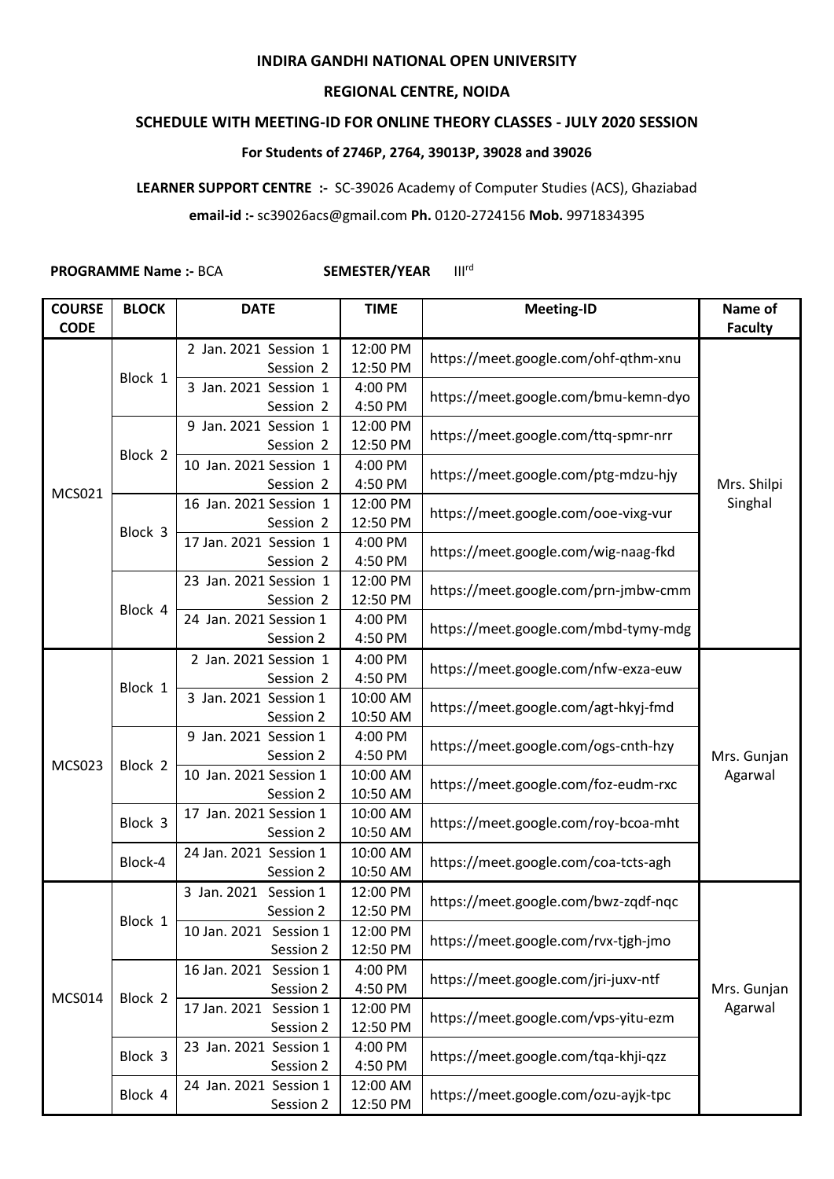**INDIRA GANDHI NATIONAL OPEN UNIVERSITY**

**REGIONAL CENTRE, NOIDA**

**SCHEDULE WITH MEETING-ID FOR ONLINE THEORY CLASSES - JULY 2020 SESSION**

**For Students of 2746P, 2764, 39013P, 39028 and 39026**

**LEARNER SUPPORT CENTRE :-** SC-39026 Academy of Computer Studies (ACS), Ghaziabad

**email-id :-** sc39026acs@gmail.com **Ph.** 0120-2724156 **Mob.** 9971834395

**PROGRAMME Name :-** BCA **SEMESTER/YEAR** III[rd]

| COURSE CODE | BLOCK | DATE | TIME | Meeting-ID | Name of Faculty |
|---|---|---|---|---|---|
| MCS021 | Block 1 | 2 Jan. 2021 Session 1<br>Session 2 | 12:00 PM<br>12:50 PM | https://meet.google.com/ohf-qthm-xnu | Mrs. Shilpi Singhal |
| | | 3 Jan. 2021 Session 1<br>Session 2 | 4:00 PM<br>4:50 PM | https://meet.google.com/bmu-kemn-dyo | |
| | Block 2 | 9 Jan. 2021 Session 1<br>Session 2 | 12:00 PM<br>12:50 PM | https://meet.google.com/ttq-spmr-nrr | |
| | | 10 Jan. 2021 Session 1<br>Session 2 | 4:00 PM<br>4:50 PM | https://meet.google.com/ptg-mdzu-hjy | |
| | Block 3 | 16 Jan. 2021 Session 1<br>Session 2 | 12:00 PM<br>12:50 PM | https://meet.google.com/ooe-vixg-vur | |
| | | 17 Jan. 2021 Session 1<br>Session 2 | 4:00 PM<br>4:50 PM | https://meet.google.com/wig-naag-fkd | |
| | Block 4 | 23 Jan. 2021 Session 1<br>Session 2 | 12:00 PM<br>12:50 PM | https://meet.google.com/prn-jmbw-cmm | |
| | | 24 Jan. 2021 Session 1<br>Session 2 | 4:00 PM<br>4:50 PM | https://meet.google.com/mbd-tymy-mdg | |
| MCS023 | Block 1 | 2 Jan. 2021 Session 1<br>Session 2 | 4:00 PM<br>4:50 PM | https://meet.google.com/nfw-exza-euw | Mrs. Gunjan Agarwal |
| | | 3 Jan. 2021 Session 1<br>Session 2 | 10:00 AM<br>10:50 AM | https://meet.google.com/agt-hkyj-fmd | |
| | Block 2 | 9 Jan. 2021 Session 1<br>Session 2 | 4:00 PM<br>4:50 PM | https://meet.google.com/ogs-cnth-hzy | |
| | | 10 Jan. 2021 Session 1<br>Session 2 | 10:00 AM<br>10:50 AM | https://meet.google.com/foz-eudm-rxc | |
| | Block 3 | 17 Jan. 2021 Session 1<br>Session 2 | 10:00 AM<br>10:50 AM | https://meet.google.com/roy-bcoa-mht | |
| | Block-4 | 24 Jan. 2021 Session 1<br>Session 2 | 10:00 AM<br>10:50 AM | https://meet.google.com/coa-tcts-agh | |
| MCS014 | Block 1 | 3 Jan. 2021 Session 1<br>Session 2 | 12:00 PM<br>12:50 PM | https://meet.google.com/bwz-zqdf-nqc | Mrs. Gunjan Agarwal |
| | | 10 Jan. 2021 Session 1<br>Session 2 | 12:00 PM<br>12:50 PM | https://meet.google.com/rvx-tjgh-jmo | |
| | Block 2 | 16 Jan. 2021 Session 1<br>Session 2 | 4:00 PM<br>4:50 PM | https://meet.google.com/jri-juxv-ntf | |
| | | 17 Jan. 2021 Session 1<br>Session 2 | 12:00 PM<br>12:50 PM | https://meet.google.com/vps-yitu-ezm | |
| | Block 3 | 23 Jan. 2021 Session 1<br>Session 2 | 4:00 PM<br>4:50 PM | https://meet.google.com/tqa-khji-qzz | |
| | Block 4 | 24 Jan. 2021 Session 1<br>Session 2 | 12:00 AM<br>12:50 PM | https://meet.google.com/ozu-ayjk-tpc | |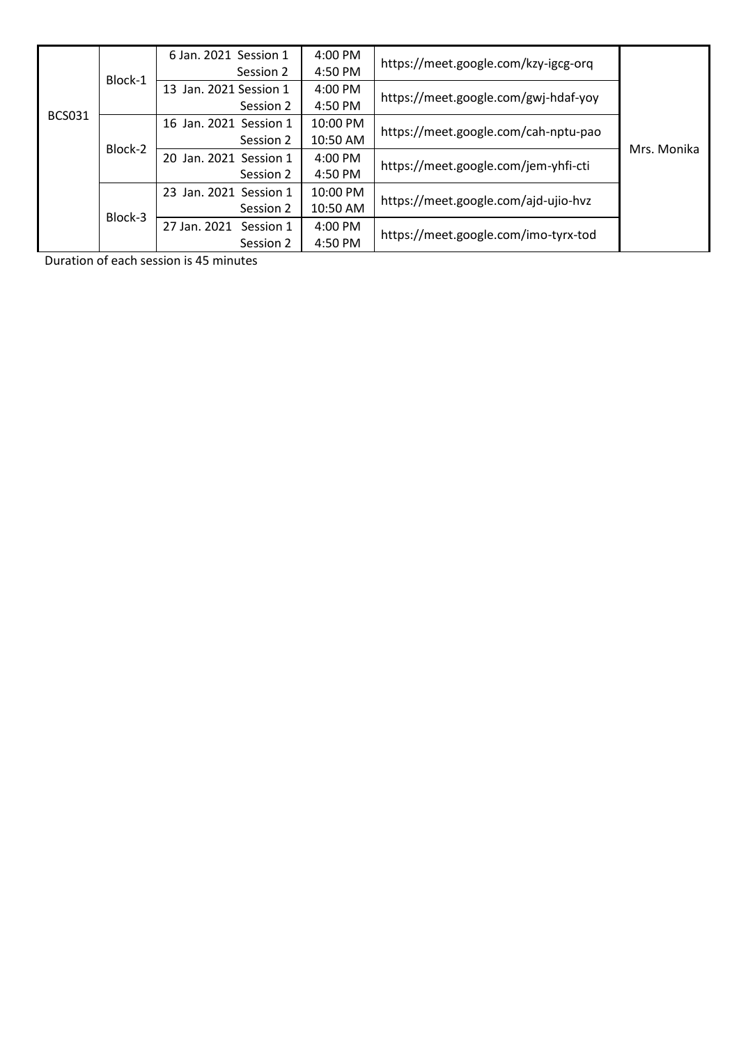| | | | | | |
|---|---|---|---|---|---|
| BCS031 | Block-1 | 6 Jan. 2021 Session 1 | 4:00 PM | https://meet.google.com/kzy-igcg-orq | Mrs. Monika |
| | | Session 2 | 4:50 PM | | |
| | | 13 Jan. 2021 Session 1 | 4:00 PM | https://meet.google.com/gwj-hdaf-yoy | |
| | | Session 2 | 4:50 PM | | |
| | Block-2 | 16 Jan. 2021 Session 1 | 10:00 PM | https://meet.google.com/cah-nptu-pao | |
| | | Session 2 | 10:50 AM | | |
| | | 20 Jan. 2021 Session 1 | 4:00 PM | https://meet.google.com/jem-yhfi-cti | |
| | | Session 2 | 4:50 PM | | |
| | Block-3 | 23 Jan. 2021 Session 1 | 10:00 PM | https://meet.google.com/ajd-ujio-hvz | |
| | | Session 2 | 10:50 AM | | |
| | | 27 Jan. 2021 Session 1 | 4:00 PM | https://meet.google.com/imo-tyrx-tod | |
| | | Session 2 | 4:50 PM | | |

Duration of each session is 45 minutes